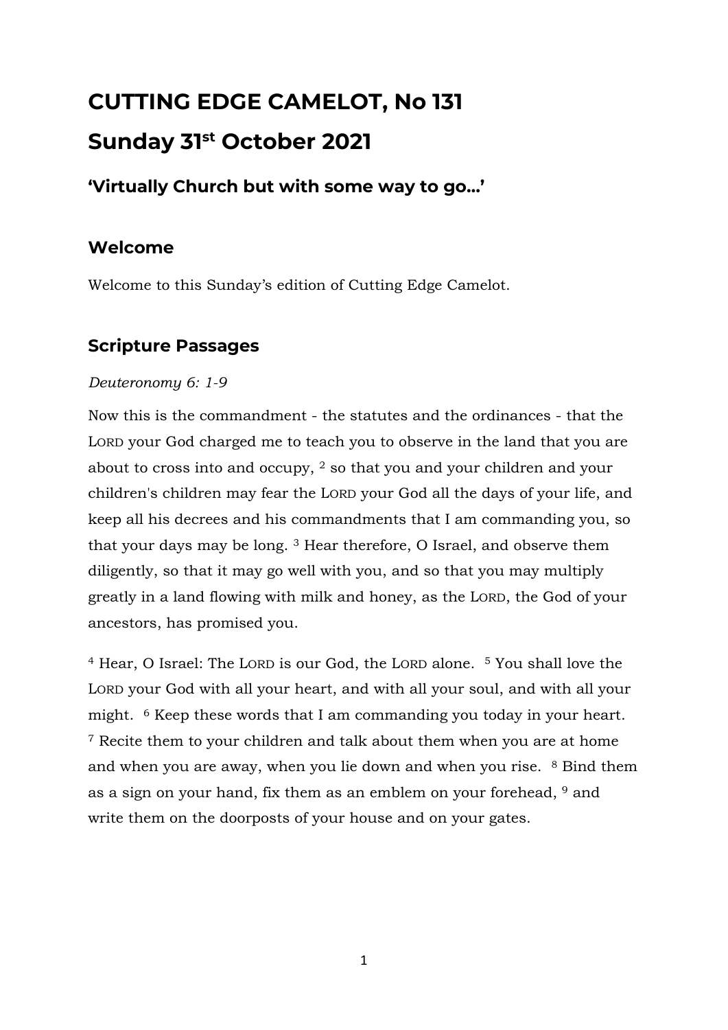# CUTTING EDGE CAMELOT, No 131

# Sunday 31st October 2021

### 'Virtually Church but with some way to go…'

## Welcome

Welcome to this Sunday's edition of Cutting Edge Camelot.

## Scripture Passages

*Deuteronomy 6: 1-9*

Now this is the commandment - the statutes and the ordinances - that the LORD your God charged me to teach you to observe in the land that you are about to cross into and occupy, [2] so that you and your children and your children's children may fear the LORD your God all the days of your life, and keep all his decrees and his commandments that I am commanding you, so that your days may be long. [3] Hear therefore, O Israel, and observe them diligently, so that it may go well with you, and so that you may multiply greatly in a land flowing with milk and honey, as the LORD, the God of your ancestors, has promised you.

[4] Hear, O Israel: The LORD is our God, the LORD alone. [5] You shall love the LORD your God with all your heart, and with all your soul, and with all your might. [6] Keep these words that I am commanding you today in your heart. [7] Recite them to your children and talk about them when you are at home and when you are away, when you lie down and when you rise. [8] Bind them as a sign on your hand, fix them as an emblem on your forehead, [9] and write them on the doorposts of your house and on your gates.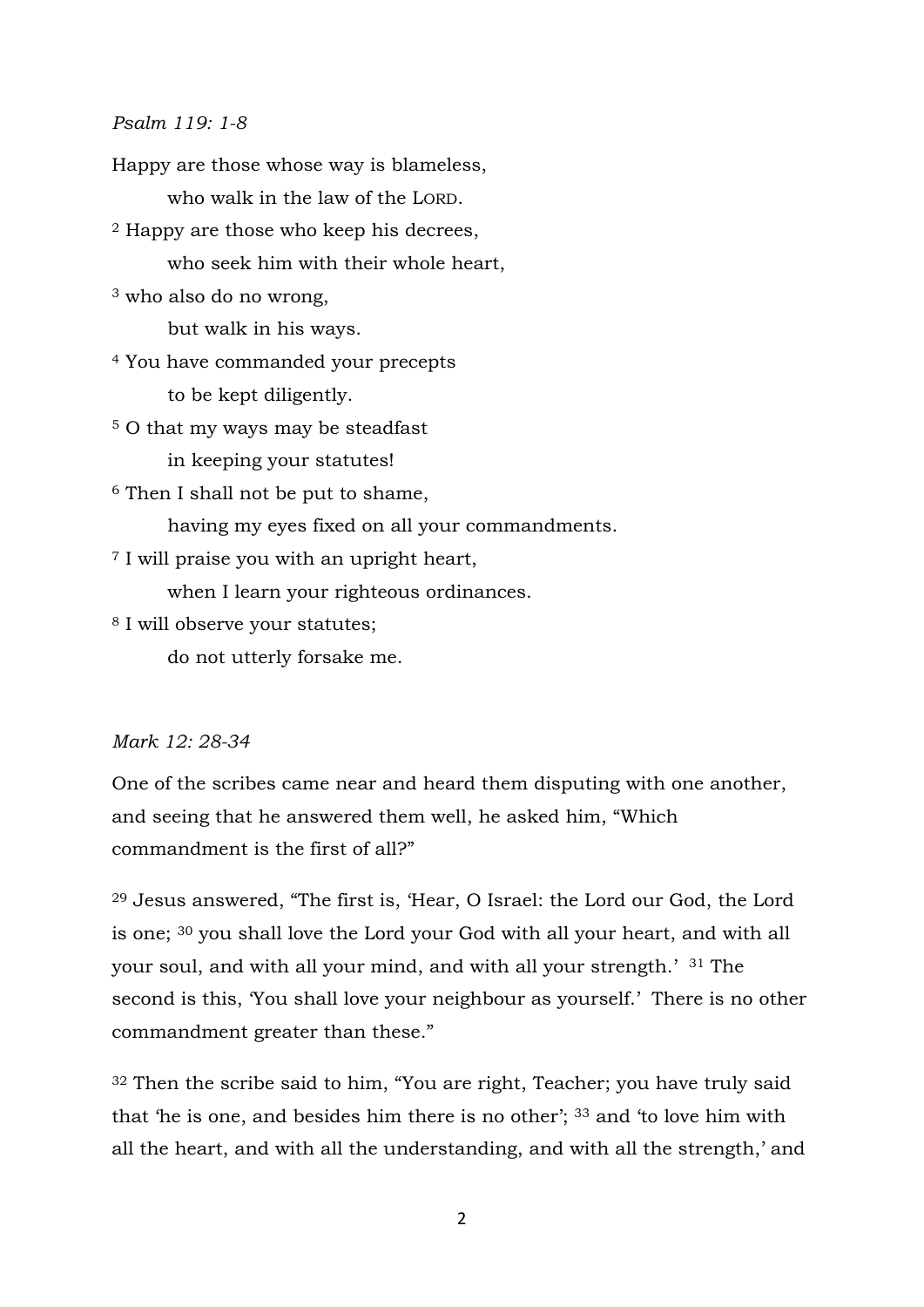*Psalm 119: 1-8*

Happy are those whose way is blameless,
    who walk in the law of the LORD.
[2] Happy are those who keep his decrees,
    who seek him with their whole heart,
[3] who also do no wrong,
    but walk in his ways.
[4] You have commanded your precepts
    to be kept diligently.
[5] O that my ways may be steadfast
    in keeping your statutes!
[6] Then I shall not be put to shame,
    having my eyes fixed on all your commandments.
[7] I will praise you with an upright heart,
    when I learn your righteous ordinances.
[8] I will observe your statutes;
    do not utterly forsake me.

*Mark 12: 28-34*

One of the scribes came near and heard them disputing with one another, and seeing that he answered them well, he asked him, "Which commandment is the first of all?"

[29] Jesus answered, "The first is, 'Hear, O Israel: the Lord our God, the Lord is one; [30] you shall love the Lord your God with all your heart, and with all your soul, and with all your mind, and with all your strength.' [31] The second is this, 'You shall love your neighbour as yourself.' There is no other commandment greater than these."

[32] Then the scribe said to him, "You are right, Teacher; you have truly said that 'he is one, and besides him there is no other'; [33] and 'to love him with all the heart, and with all the understanding, and with all the strength,' and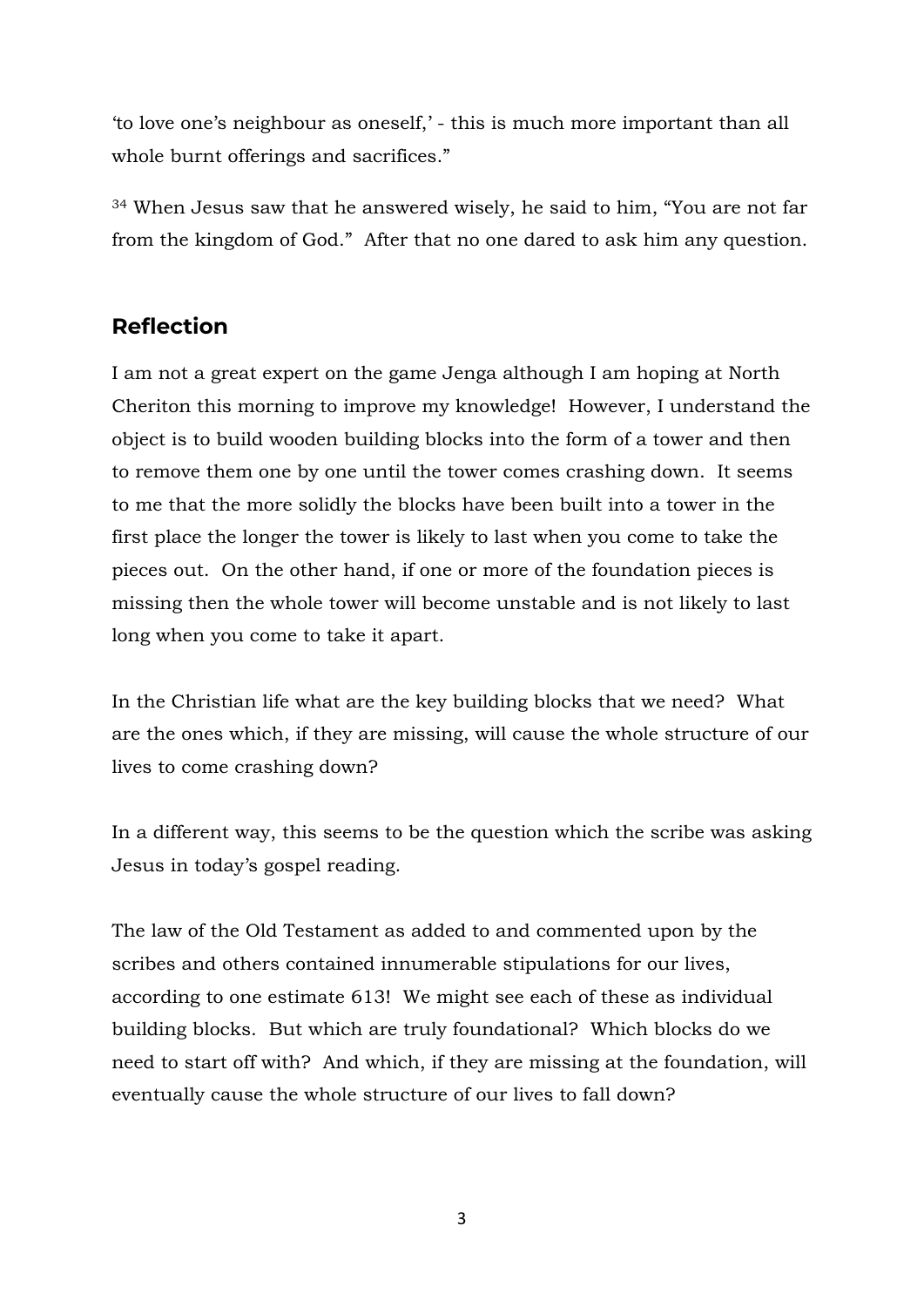'to love one's neighbour as oneself,' - this is much more important than all whole burnt offerings and sacrifices."

[34] When Jesus saw that he answered wisely, he said to him, "You are not far from the kingdom of God." After that no one dared to ask him any question.

## Reflection

I am not a great expert on the game Jenga although I am hoping at North Cheriton this morning to improve my knowledge! However, I understand the object is to build wooden building blocks into the form of a tower and then to remove them one by one until the tower comes crashing down. It seems to me that the more solidly the blocks have been built into a tower in the first place the longer the tower is likely to last when you come to take the pieces out. On the other hand, if one or more of the foundation pieces is missing then the whole tower will become unstable and is not likely to last long when you come to take it apart.

In the Christian life what are the key building blocks that we need? What are the ones which, if they are missing, will cause the whole structure of our lives to come crashing down?

In a different way, this seems to be the question which the scribe was asking Jesus in today's gospel reading.

The law of the Old Testament as added to and commented upon by the scribes and others contained innumerable stipulations for our lives, according to one estimate 613! We might see each of these as individual building blocks. But which are truly foundational? Which blocks do we need to start off with? And which, if they are missing at the foundation, will eventually cause the whole structure of our lives to fall down?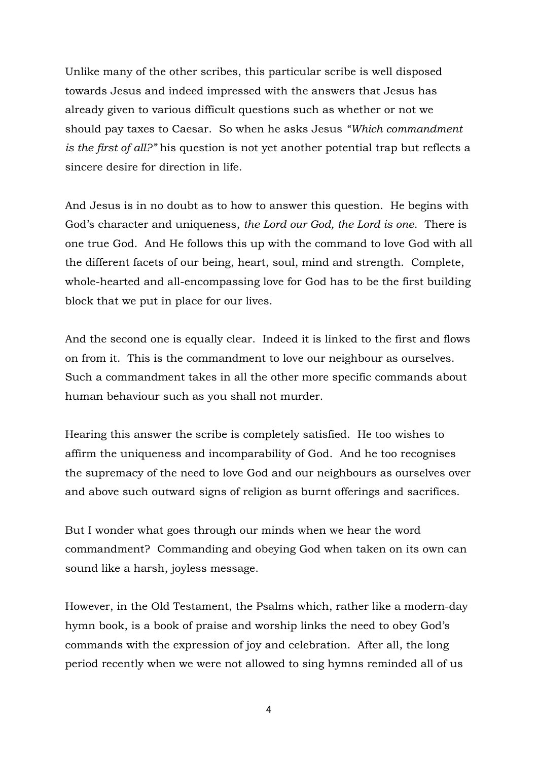Unlike many of the other scribes, this particular scribe is well disposed towards Jesus and indeed impressed with the answers that Jesus has already given to various difficult questions such as whether or not we should pay taxes to Caesar. So when he asks Jesus *"Which commandment is the first of all?"* his question is not yet another potential trap but reflects a sincere desire for direction in life.

And Jesus is in no doubt as to how to answer this question. He begins with God's character and uniqueness, *the Lord our God, the Lord is one.* There is one true God. And He follows this up with the command to love God with all the different facets of our being, heart, soul, mind and strength. Complete, whole-hearted and all-encompassing love for God has to be the first building block that we put in place for our lives.

And the second one is equally clear. Indeed it is linked to the first and flows on from it. This is the commandment to love our neighbour as ourselves. Such a commandment takes in all the other more specific commands about human behaviour such as you shall not murder.

Hearing this answer the scribe is completely satisfied. He too wishes to affirm the uniqueness and incomparability of God. And he too recognises the supremacy of the need to love God and our neighbours as ourselves over and above such outward signs of religion as burnt offerings and sacrifices.

But I wonder what goes through our minds when we hear the word commandment? Commanding and obeying God when taken on its own can sound like a harsh, joyless message.

However, in the Old Testament, the Psalms which, rather like a modern-day hymn book, is a book of praise and worship links the need to obey God's commands with the expression of joy and celebration. After all, the long period recently when we were not allowed to sing hymns reminded all of us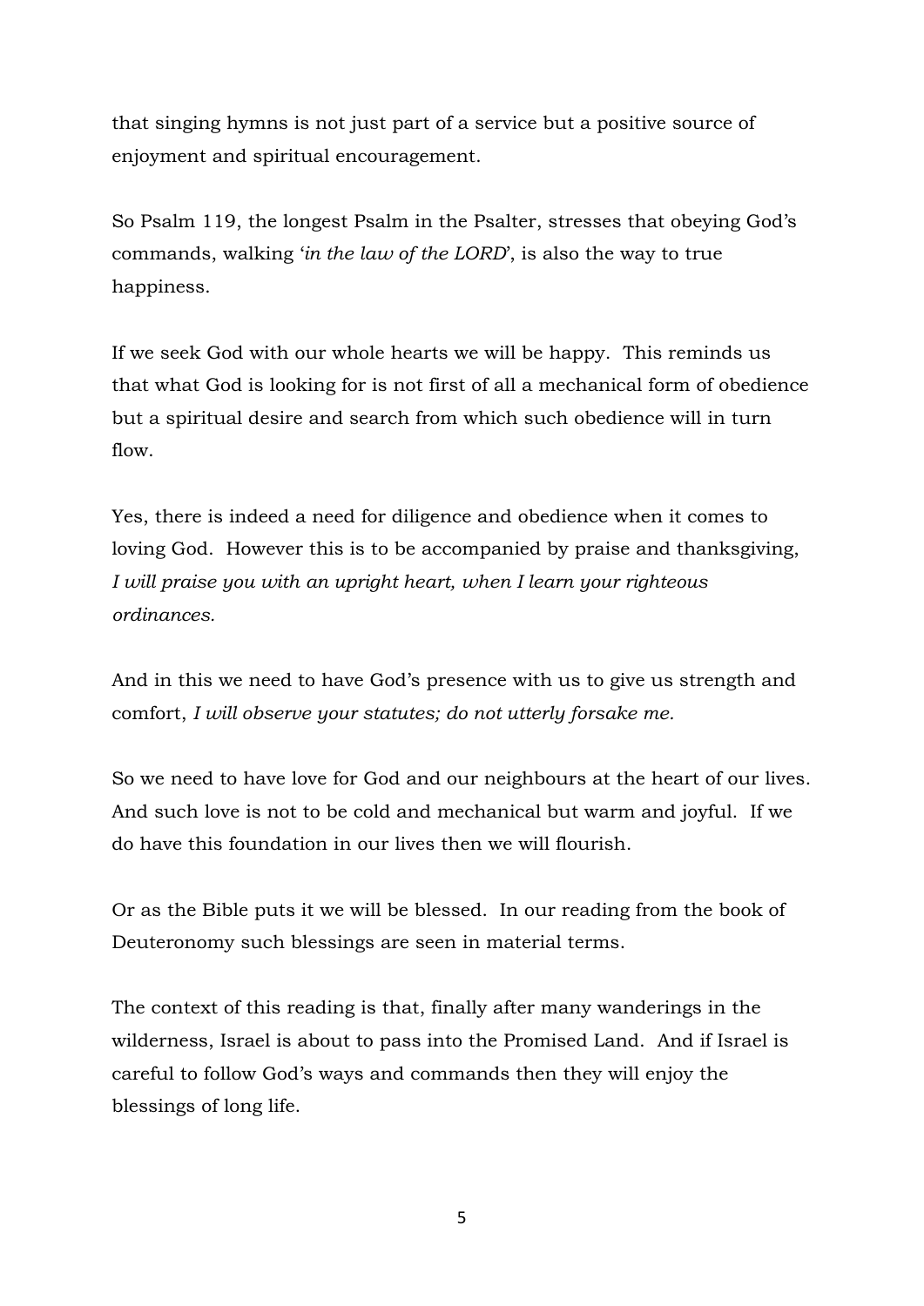that singing hymns is not just part of a service but a positive source of enjoyment and spiritual encouragement.

So Psalm 119, the longest Psalm in the Psalter, stresses that obeying God's commands, walking '*in the law of the LORD*', is also the way to true happiness.

If we seek God with our whole hearts we will be happy. This reminds us that what God is looking for is not first of all a mechanical form of obedience but a spiritual desire and search from which such obedience will in turn flow.

Yes, there is indeed a need for diligence and obedience when it comes to loving God. However this is to be accompanied by praise and thanksgiving, *I will praise you with an upright heart, when I learn your righteous ordinances.*

And in this we need to have God's presence with us to give us strength and comfort, *I will observe your statutes; do not utterly forsake me.*

So we need to have love for God and our neighbours at the heart of our lives. And such love is not to be cold and mechanical but warm and joyful. If we do have this foundation in our lives then we will flourish.

Or as the Bible puts it we will be blessed. In our reading from the book of Deuteronomy such blessings are seen in material terms.

The context of this reading is that, finally after many wanderings in the wilderness, Israel is about to pass into the Promised Land. And if Israel is careful to follow God's ways and commands then they will enjoy the blessings of long life.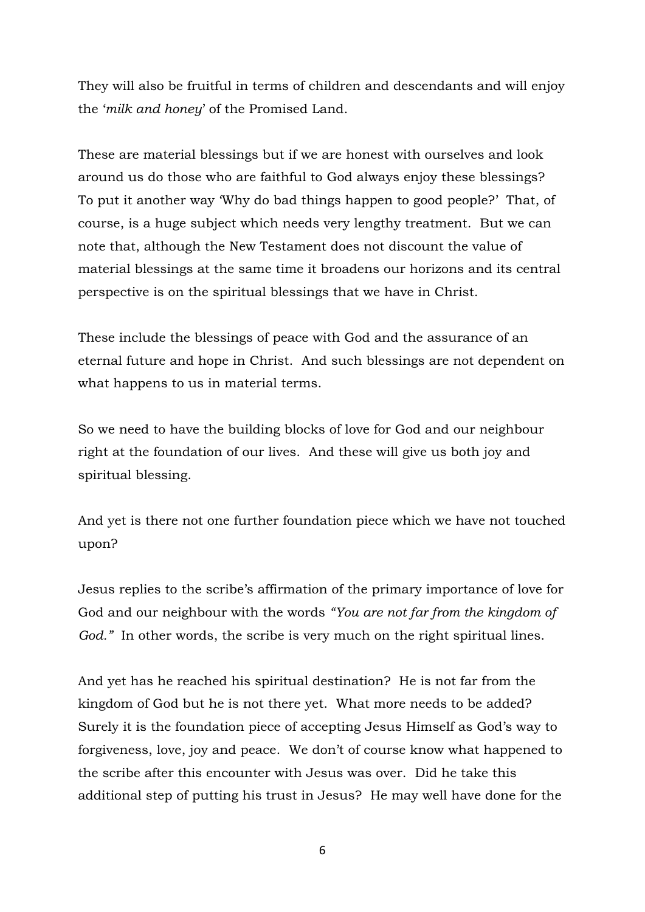They will also be fruitful in terms of children and descendants and will enjoy the '*milk and honey*' of the Promised Land.

These are material blessings but if we are honest with ourselves and look around us do those who are faithful to God always enjoy these blessings? To put it another way 'Why do bad things happen to good people?' That, of course, is a huge subject which needs very lengthy treatment. But we can note that, although the New Testament does not discount the value of material blessings at the same time it broadens our horizons and its central perspective is on the spiritual blessings that we have in Christ.

These include the blessings of peace with God and the assurance of an eternal future and hope in Christ. And such blessings are not dependent on what happens to us in material terms.

So we need to have the building blocks of love for God and our neighbour right at the foundation of our lives. And these will give us both joy and spiritual blessing.

And yet is there not one further foundation piece which we have not touched upon?

Jesus replies to the scribe's affirmation of the primary importance of love for God and our neighbour with the words *"You are not far from the kingdom of God."* In other words, the scribe is very much on the right spiritual lines.

And yet has he reached his spiritual destination? He is not far from the kingdom of God but he is not there yet. What more needs to be added? Surely it is the foundation piece of accepting Jesus Himself as God's way to forgiveness, love, joy and peace. We don't of course know what happened to the scribe after this encounter with Jesus was over. Did he take this additional step of putting his trust in Jesus? He may well have done for the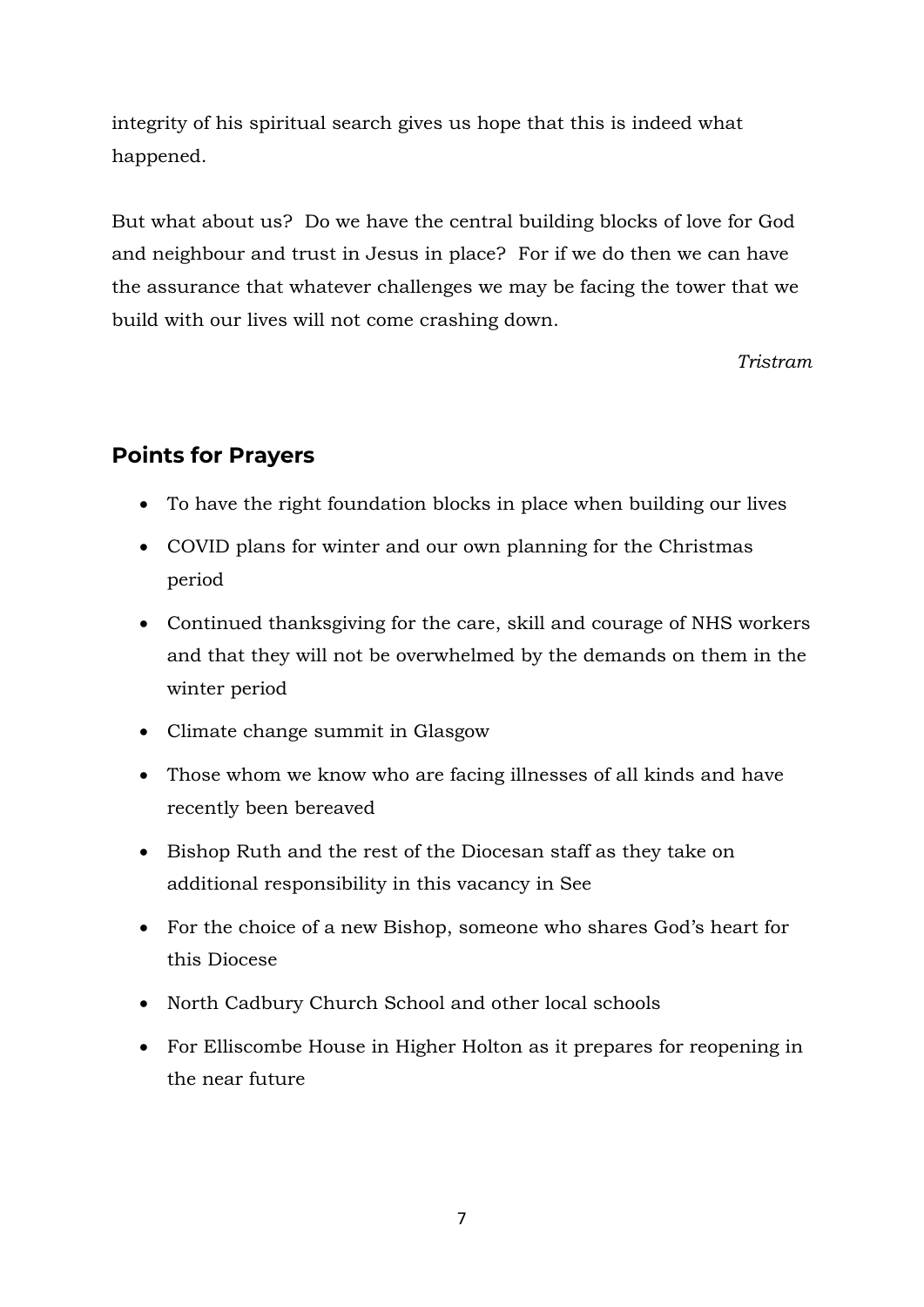integrity of his spiritual search gives us hope that this is indeed what happened.

But what about us? Do we have the central building blocks of love for God and neighbour and trust in Jesus in place? For if we do then we can have the assurance that whatever challenges we may be facing the tower that we build with our lives will not come crashing down.

*Tristram*

## Points for Prayers

- To have the right foundation blocks in place when building our lives
- COVID plans for winter and our own planning for the Christmas period
- Continued thanksgiving for the care, skill and courage of NHS workers and that they will not be overwhelmed by the demands on them in the winter period
- Climate change summit in Glasgow
- Those whom we know who are facing illnesses of all kinds and have recently been bereaved
- Bishop Ruth and the rest of the Diocesan staff as they take on additional responsibility in this vacancy in See
- For the choice of a new Bishop, someone who shares God's heart for this Diocese
- North Cadbury Church School and other local schools
- For Elliscombe House in Higher Holton as it prepares for reopening in the near future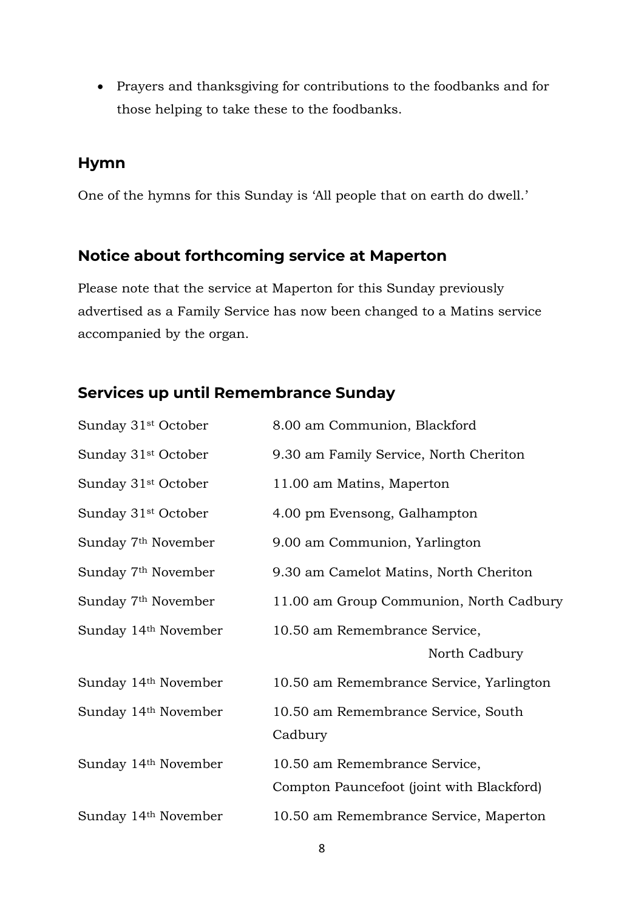- Prayers and thanksgiving for contributions to the foodbanks and for those helping to take these to the foodbanks.

## Hymn

One of the hymns for this Sunday is 'All people that on earth do dwell.'

## Notice about forthcoming service at Maperton

Please note that the service at Maperton for this Sunday previously advertised as a Family Service has now been changed to a Matins service accompanied by the organ.

## Services up until Remembrance Sunday

| | |
|---|---|
| Sunday 31st October | 8.00 am Communion, Blackford |
| Sunday 31st October | 9.30 am Family Service, North Cheriton |
| Sunday 31st October | 11.00 am Matins, Maperton |
| Sunday 31st October | 4.00 pm Evensong, Galhampton |
| Sunday 7th November | 9.00 am Communion, Yarlington |
| Sunday 7th November | 9.30 am Camelot Matins, North Cheriton |
| Sunday 7th November | 11.00 am Group Communion, North Cadbury |
| Sunday 14th November | 10.50 am Remembrance Service, North Cadbury |
| Sunday 14th November | 10.50 am Remembrance Service, Yarlington |
| Sunday 14th November | 10.50 am Remembrance Service, South Cadbury |
| Sunday 14th November | 10.50 am Remembrance Service, Compton Pauncefoot (joint with Blackford) |
| Sunday 14th November | 10.50 am Remembrance Service, Maperton |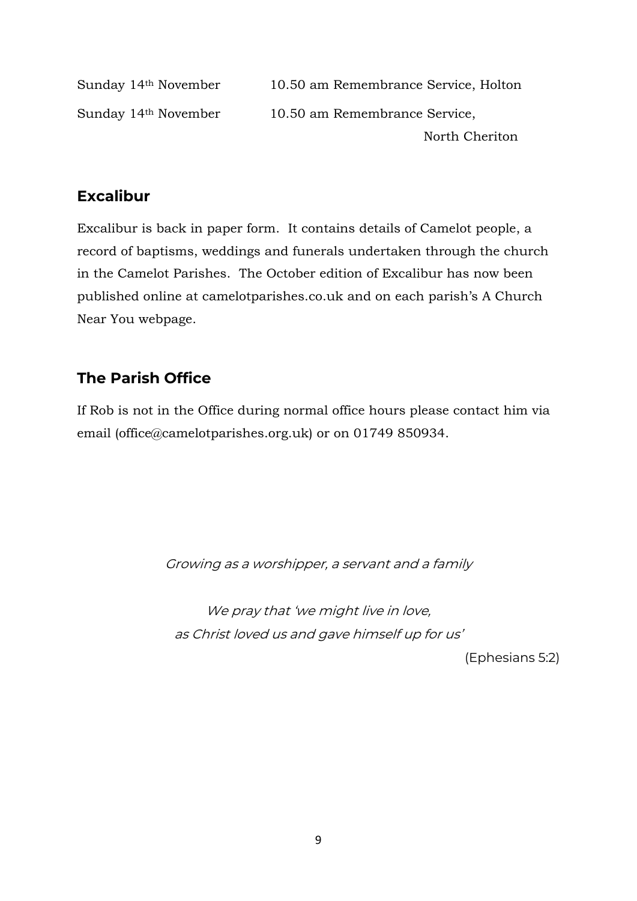| | |
|---|---|
| Sunday 14th November | 10.50 am Remembrance Service, Holton |
| Sunday 14th November | 10.50 am Remembrance Service, North Cheriton |

## Excalibur

Excalibur is back in paper form. It contains details of Camelot people, a record of baptisms, weddings and funerals undertaken through the church in the Camelot Parishes. The October edition of Excalibur has now been published online at camelotparishes.co.uk and on each parish's A Church Near You webpage.

## The Parish Office

If Rob is not in the Office during normal office hours please contact him via email (office@camelotparishes.org.uk) or on 01749 850934.

*Growing as a worshipper, a servant and a family*

*We pray that 'we might live in love,*
*as Christ loved us and gave himself up for us'*

(Ephesians 5:2)